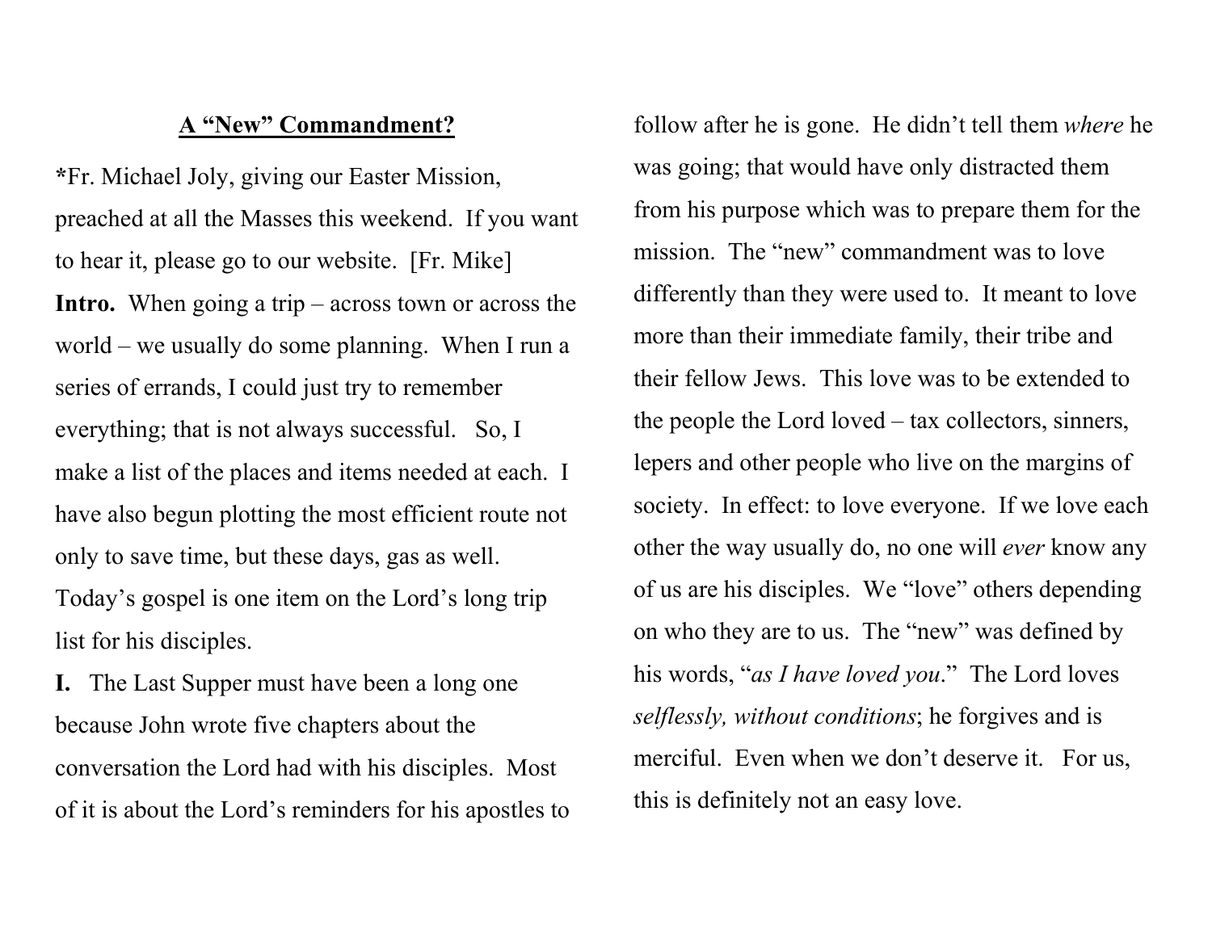## A "New" Commandment?

*Fr. Michael Joly, giving our Easter Mission, preached at all the Masses this weekend. If you want to hear it, please go to our website. [Fr. Mike]

**Intro.** When going a trip – across town or across the world – we usually do some planning. When I run a series of errands, I could just try to remember everything; that is not always successful. So, I make a list of the places and items needed at each. I have also begun plotting the most efficient route not only to save time, but these days, gas as well. Today's gospel is one item on the Lord's long trip list for his disciples.

**I.** The Last Supper must have been a long one because John wrote five chapters about the conversation the Lord had with his disciples. Most of it is about the Lord's reminders for his apostles to follow after he is gone. He didn't tell them *where* he was going; that would have only distracted them from his purpose which was to prepare them for the mission. The "new" commandment was to love differently than they were used to. It meant to love more than their immediate family, their tribe and their fellow Jews. This love was to be extended to the people the Lord loved – tax collectors, sinners, lepers and other people who live on the margins of society. In effect: to love everyone. If we love each other the way usually do, no one will *ever* know any of us are his disciples. We "love" others depending on who they are to us. The "new" was defined by his words, "*as I have loved you*." The Lord loves *selflessly, without conditions*; he forgives and is merciful. Even when we don't deserve it. For us, this is definitely not an easy love.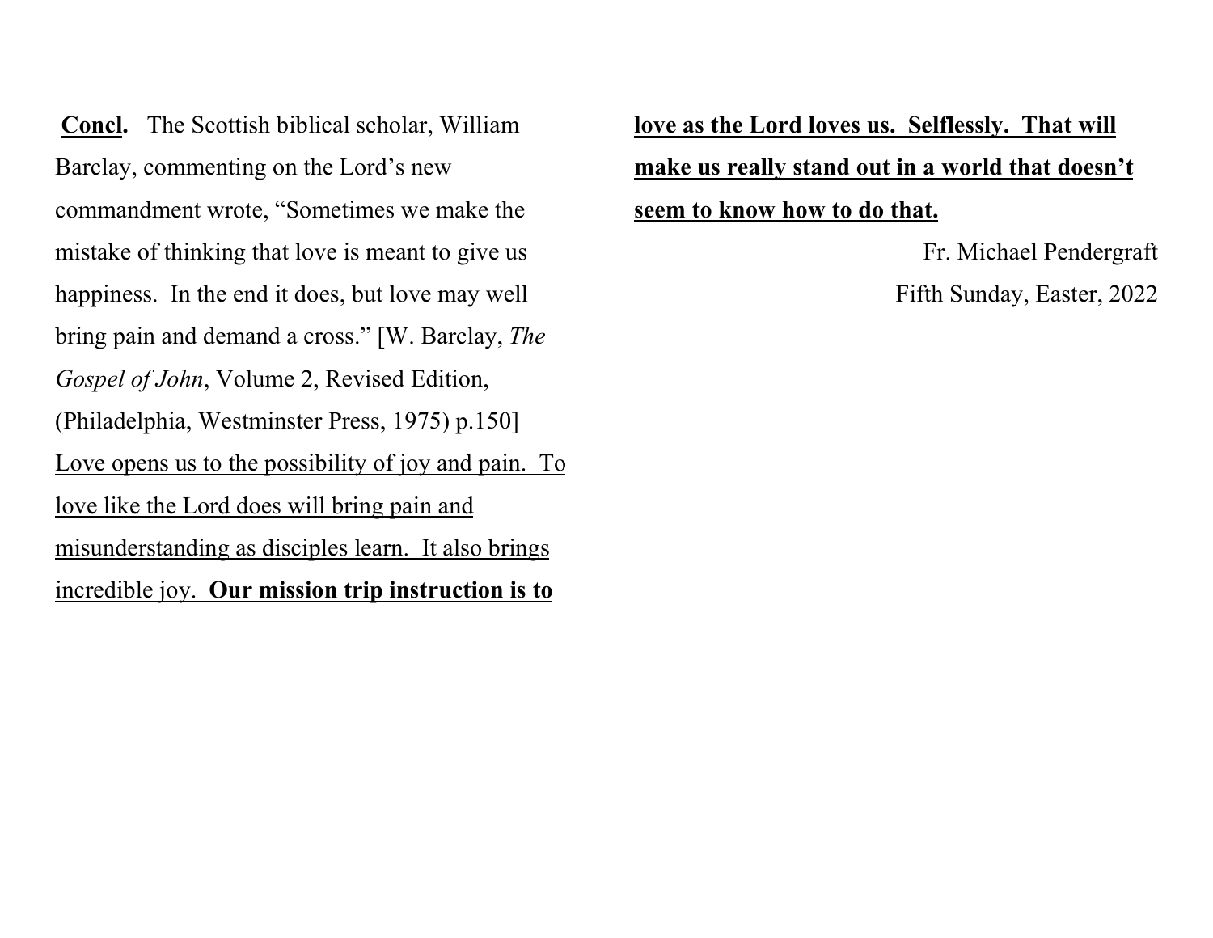**<u>Concl</u>.** The Scottish biblical scholar, William Barclay, commenting on the Lord's new commandment wrote, "Sometimes we make the mistake of thinking that love is meant to give us happiness. In the end it does, but love may well bring pain and demand a cross." [W. Barclay, *The Gospel of John*, Volume 2, Revised Edition, (Philadelphia, Westminster Press, 1975) p.150] <u>Love opens us to the possibility of joy and pain. To love like the Lord does will bring pain and misunderstanding as disciples learn. It also brings incredible joy.</u> **<u>Our mission trip instruction is to love as the Lord loves us. Selflessly. That will make us really stand out in a world that doesn't seem to know how to do that.</u>**

Fr. Michael Pendergraft

Fifth Sunday, Easter, 2022